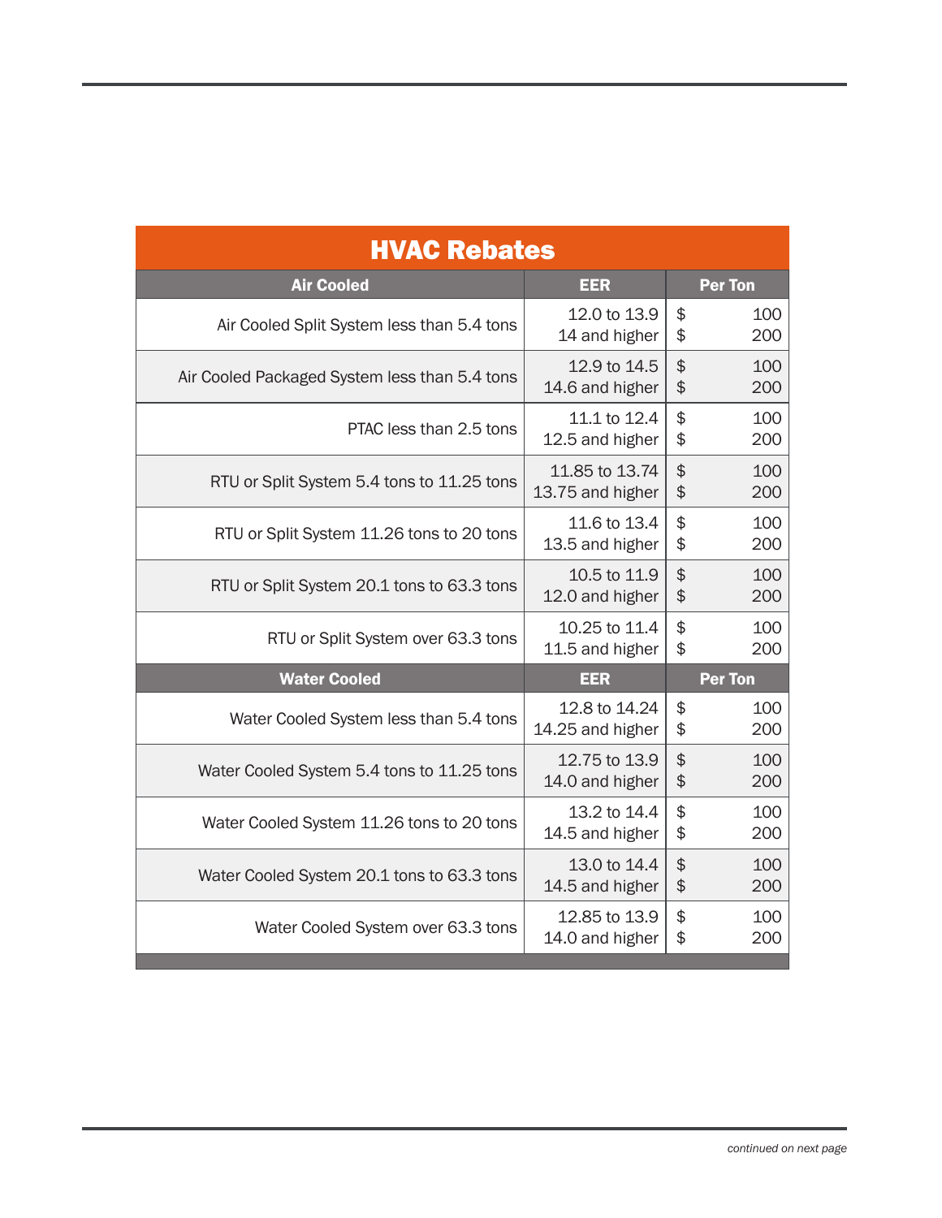# HVAC Rebates

| Air Cooled | EER | Per Ton |
|---|---|---|
| Air Cooled Split System less than 5.4 tons | 12.0 to 13.9<br>14 and higher | $ 100<br>$ 200 |
| Air Cooled Packaged System less than 5.4 tons | 12.9 to 14.5<br>14.6 and higher | $ 100<br>$ 200 |
| PTAC less than 2.5 tons | 11.1 to 12.4<br>12.5 and higher | $ 100<br>$ 200 |
| RTU or Split System 5.4 tons to 11.25 tons | 11.85 to 13.74<br>13.75 and higher | $ 100<br>$ 200 |
| RTU or Split System 11.26 tons to 20 tons | 11.6 to 13.4<br>13.5 and higher | $ 100<br>$ 200 |
| RTU or Split System 20.1 tons to 63.3 tons | 10.5 to 11.9<br>12.0 and higher | $ 100<br>$ 200 |
| RTU or Split System over 63.3 tons | 10.25 to 11.4<br>11.5 and higher | $ 100<br>$ 200 |
| **Water Cooled** | **EER** | **Per Ton** |
| Water Cooled System less than 5.4 tons | 12.8 to 14.24<br>14.25 and higher | $ 100<br>$ 200 |
| Water Cooled System 5.4 tons to 11.25 tons | 12.75 to 13.9<br>14.0 and higher | $ 100<br>$ 200 |
| Water Cooled System 11.26 tons to 20 tons | 13.2 to 14.4<br>14.5 and higher | $ 100<br>$ 200 |
| Water Cooled System 20.1 tons to 63.3 tons | 13.0 to 14.4<br>14.5 and higher | $ 100<br>$ 200 |
| Water Cooled System over 63.3 tons | 12.85 to 13.9<br>14.0 and higher | $ 100<br>$ 200 |

*continued on next page*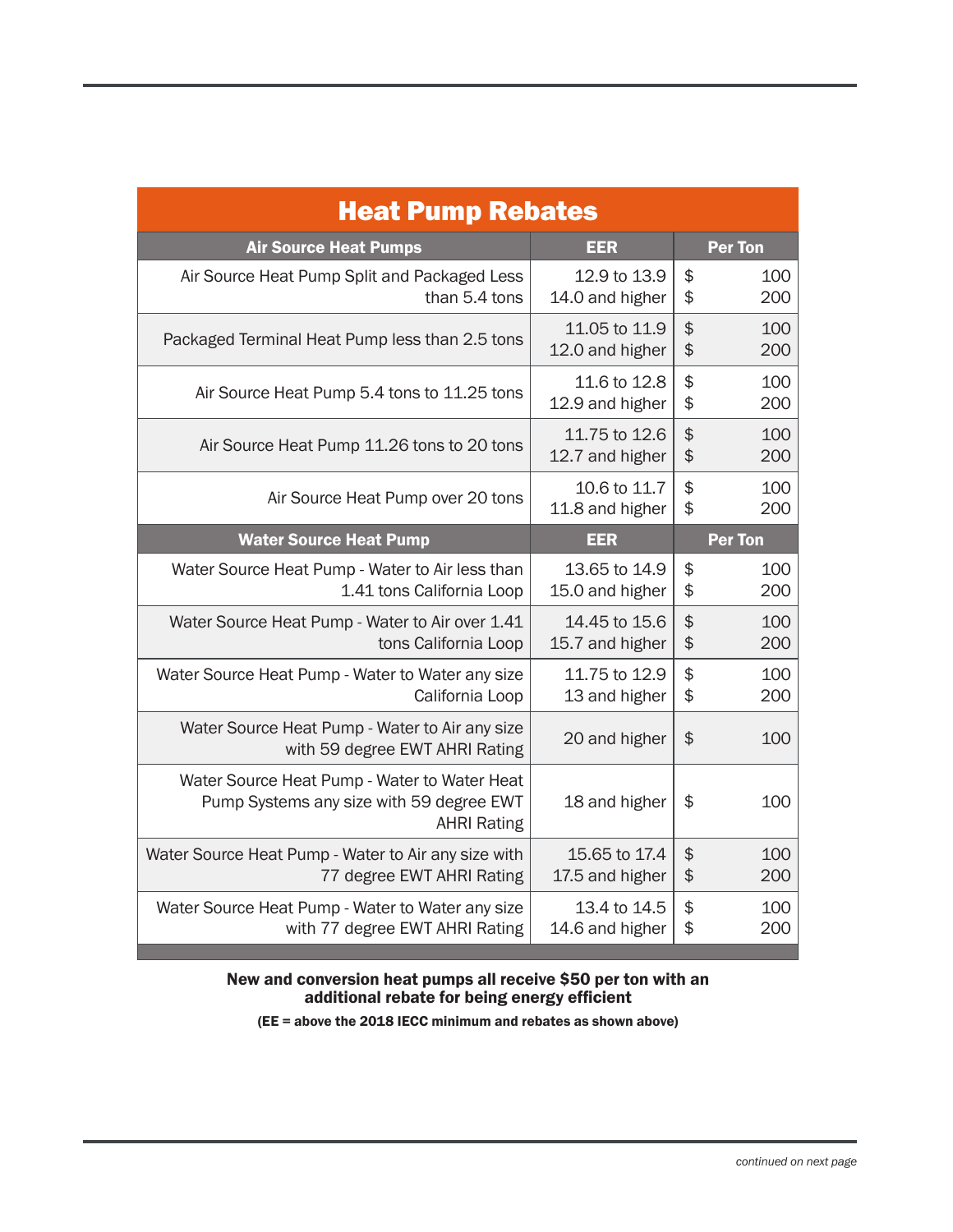## Heat Pump Rebates

| Air Source Heat Pumps | EER | Per Ton |
|---|---|---|
| Air Source Heat Pump Split and Packaged Less than 5.4 tons | 12.9 to 13.9<br>14.0 and higher | $ 100<br>$ 200 |
| Packaged Terminal Heat Pump less than 2.5 tons | 11.05 to 11.9<br>12.0 and higher | $ 100<br>$ 200 |
| Air Source Heat Pump 5.4 tons to 11.25 tons | 11.6 to 12.8<br>12.9 and higher | $ 100<br>$ 200 |
| Air Source Heat Pump 11.26 tons to 20 tons | 11.75 to 12.6<br>12.7 and higher | $ 100<br>$ 200 |
| Air Source Heat Pump over 20 tons | 10.6 to 11.7<br>11.8 and higher | $ 100<br>$ 200 |
| **Water Source Heat Pump** | **EER** | **Per Ton** |
| Water Source Heat Pump - Water to Air less than 1.41 tons California Loop | 13.65 to 14.9<br>15.0 and higher | $ 100<br>$ 200 |
| Water Source Heat Pump - Water to Air over 1.41 tons California Loop | 14.45 to 15.6<br>15.7 and higher | $ 100<br>$ 200 |
| Water Source Heat Pump - Water to Water any size California Loop | 11.75 to 12.9<br>13 and higher | $ 100<br>$ 200 |
| Water Source Heat Pump - Water to Air any size with 59 degree EWT AHRI Rating | 20 and higher | $ 100 |
| Water Source Heat Pump - Water to Water Heat Pump Systems any size with 59 degree EWT AHRI Rating | 18 and higher | $ 100 |
| Water Source Heat Pump - Water to Air any size with 77 degree EWT AHRI Rating | 15.65 to 17.4<br>17.5 and higher | $ 100<br>$ 200 |
| Water Source Heat Pump - Water to Water any size with 77 degree EWT AHRI Rating | 13.4 to 14.5<br>14.6 and higher | $ 100<br>$ 200 |

**New and conversion heat pumps all receive $50 per ton with an additional rebate for being energy efficient**

**(EE = above the 2018 IECC minimum and rebates as shown above)**

*continued on next page*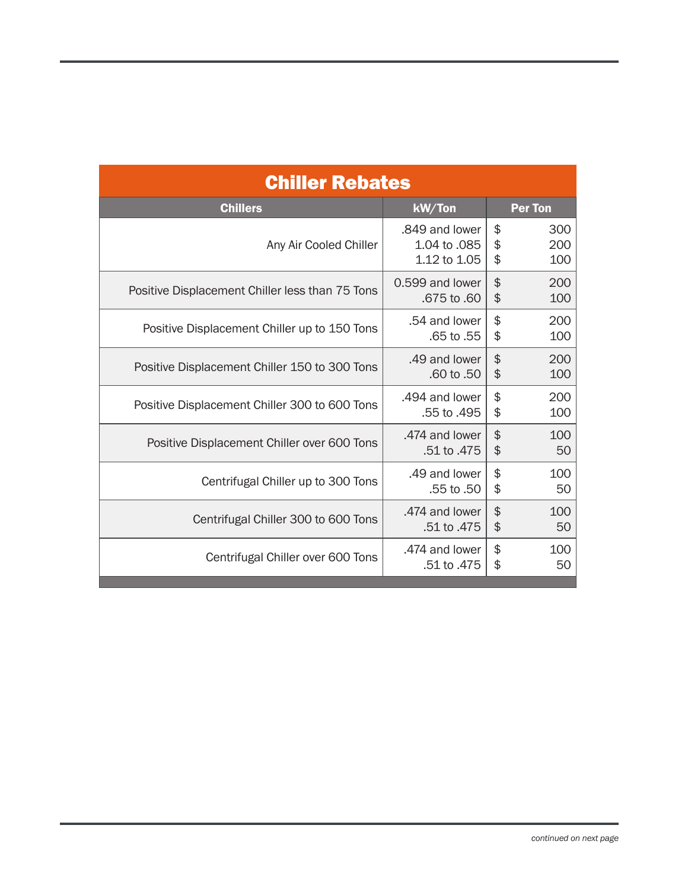## Chiller Rebates

| Chillers | kW/Ton | Per Ton |
|---|---|---|
| Any Air Cooled Chiller | .849 and lower<br>1.04 to .085<br>1.12 to 1.05 | $ 300<br>$ 200<br>$ 100 |
| Positive Displacement Chiller less than 75 Tons | 0.599 and lower<br>.675 to .60 | $ 200<br>$ 100 |
| Positive Displacement Chiller up to 150 Tons | .54 and lower<br>.65 to .55 | $ 200<br>$ 100 |
| Positive Displacement Chiller 150 to 300 Tons | .49 and lower<br>.60 to .50 | $ 200<br>$ 100 |
| Positive Displacement Chiller 300 to 600 Tons | .494 and lower<br>.55 to .495 | $ 200<br>$ 100 |
| Positive Displacement Chiller over 600 Tons | .474 and lower<br>.51 to .475 | $ 100<br>$ 50 |
| Centrifugal Chiller up to 300 Tons | .49 and lower<br>.55 to .50 | $ 100<br>$ 50 |
| Centrifugal Chiller 300 to 600 Tons | .474 and lower<br>.51 to .475 | $ 100<br>$ 50 |
| Centrifugal Chiller over 600 Tons | .474 and lower<br>.51 to .475 | $ 100<br>$ 50 |

*continued on next page*